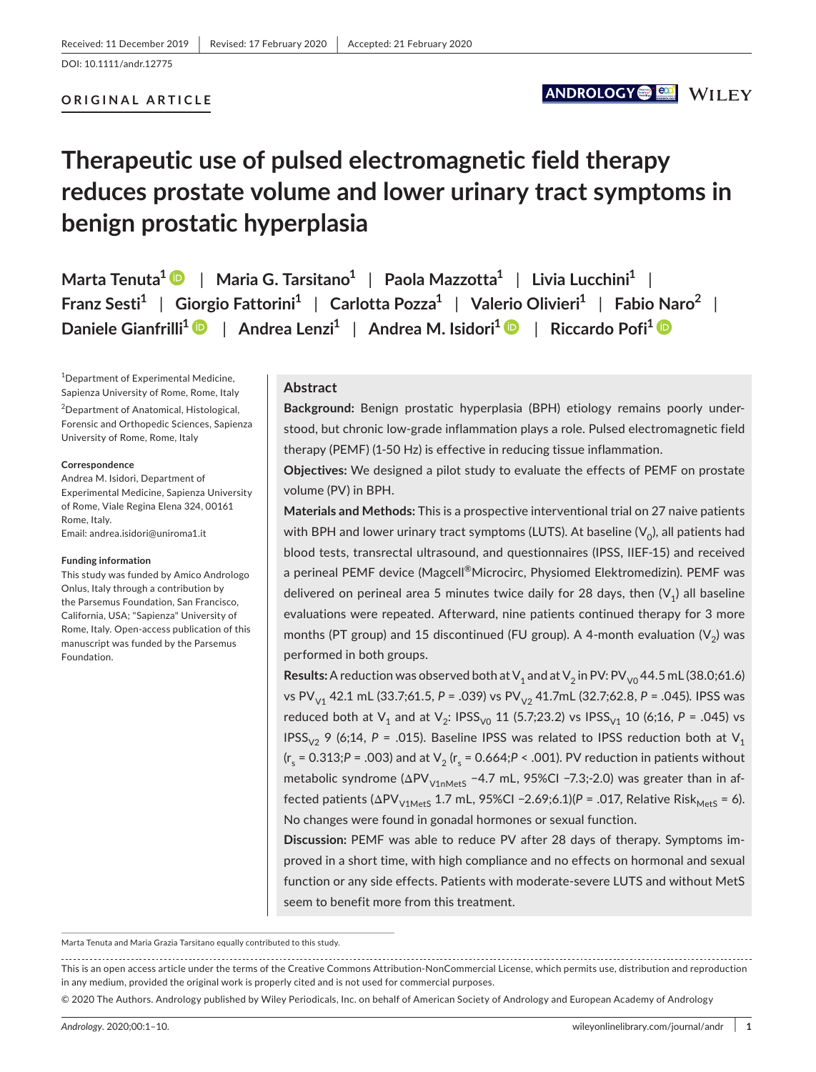Received: 11 December 2019 | Revised: 17 February 2020 | Accepted: 21 February 2020

DOI: 10.1111/andr.12775

**ORIGINAL ARTICLE**

# Therapeutic use of pulsed electromagnetic field therapy reduces prostate volume and lower urinary tract symptoms in benign prostatic hyperplasia

**Marta Tenuta[1]** | **Maria G. Tarsitano[1]** | **Paola Mazzotta[1]** | **Livia Lucchini[1]** | **Franz Sesti[1]** | **Giorgio Fattorini[1]** | **Carlotta Pozza[1]** | **Valerio Olivieri[1]** | **Fabio Naro[2]** | **Daniele Gianfrilli[1]** | **Andrea Lenzi[1]** | **Andrea M. Isidori[1]** | **Riccardo Pofi[1]**

[1]Department of Experimental Medicine, Sapienza University of Rome, Rome, Italy

[2]Department of Anatomical, Histological, Forensic and Orthopedic Sciences, Sapienza University of Rome, Rome, Italy

**Correspondence**
Andrea M. Isidori, Department of Experimental Medicine, Sapienza University of Rome, Viale Regina Elena 324, 00161 Rome, Italy.
Email: andrea.isidori@uniroma1.it

**Funding information**
This study was funded by Amico Andrologo Onlus, Italy through a contribution by the Parsemus Foundation, San Francisco, California, USA; "Sapienza" University of Rome, Italy. Open-access publication of this manuscript was funded by the Parsemus Foundation.

## Abstract

**Background:** Benign prostatic hyperplasia (BPH) etiology remains poorly understood, but chronic low-grade inflammation plays a role. Pulsed electromagnetic field therapy (PEMF) (1-50 Hz) is effective in reducing tissue inflammation.

**Objectives:** We designed a pilot study to evaluate the effects of PEMF on prostate volume (PV) in BPH.

**Materials and Methods:** This is a prospective interventional trial on 27 naive patients with BPH and lower urinary tract symptoms (LUTS). At baseline ($V_0$), all patients had blood tests, transrectal ultrasound, and questionnaires (IPSS, IIEF-15) and received a perineal PEMF device (Magcell®Microcirc, Physiomed Elektromedizin). PEMF was delivered on perineal area 5 minutes twice daily for 28 days, then ($V_1$) all baseline evaluations were repeated. Afterward, nine patients continued therapy for 3 more months (PT group) and 15 discontinued (FU group). A 4-month evaluation ($V_2$) was performed in both groups.

**Results:** A reduction was observed both at $V_1$ and at $V_2$ in PV: $PV_{V0}$ 44.5 mL (38.0;61.6) vs $PV_{V1}$ 42.1 mL (33.7;61.5, $P$ = .039) vs $PV_{V2}$ 41.7mL (32.7;62.8, $P$ = .045). IPSS was reduced both at $V_1$ and at $V_2$: $IPSS_{V0}$ 11 (5.7;23.2) vs $IPSS_{V1}$ 10 (6;16, $P$ = .045) vs $IPSS_{V2}$ 9 (6;14, $P$ = .015). Baseline IPSS was related to IPSS reduction both at $V_1$ ($r_s$ = 0.313;$P$ = .003) and at $V_2$ ($r_s$ = 0.664;$P$ < .001). PV reduction in patients without metabolic syndrome ($\Delta PV_{V1nMetS}$ −4.7 mL, 95%CI −7.3;-2.0) was greater than in affected patients ($\Delta PV_{V1MetS}$ 1.7 mL, 95%CI −2.69;6.1)($P$ = .017, Relative $Risk_{MetS}$ = 6). No changes were found in gonadal hormones or sexual function.

**Discussion:** PEMF was able to reduce PV after 28 days of therapy. Symptoms improved in a short time, with high compliance and no effects on hormonal and sexual function or any side effects. Patients with moderate-severe LUTS and without MetS seem to benefit more from this treatment.

Marta Tenuta and Maria Grazia Tarsitano equally contributed to this study.

This is an open access article under the terms of the Creative Commons Attribution-NonCommercial License, which permits use, distribution and reproduction in any medium, provided the original work is properly cited and is not used for commercial purposes.

© 2020 The Authors. Andrology published by Wiley Periodicals, Inc. on behalf of American Society of Andrology and European Academy of Andrology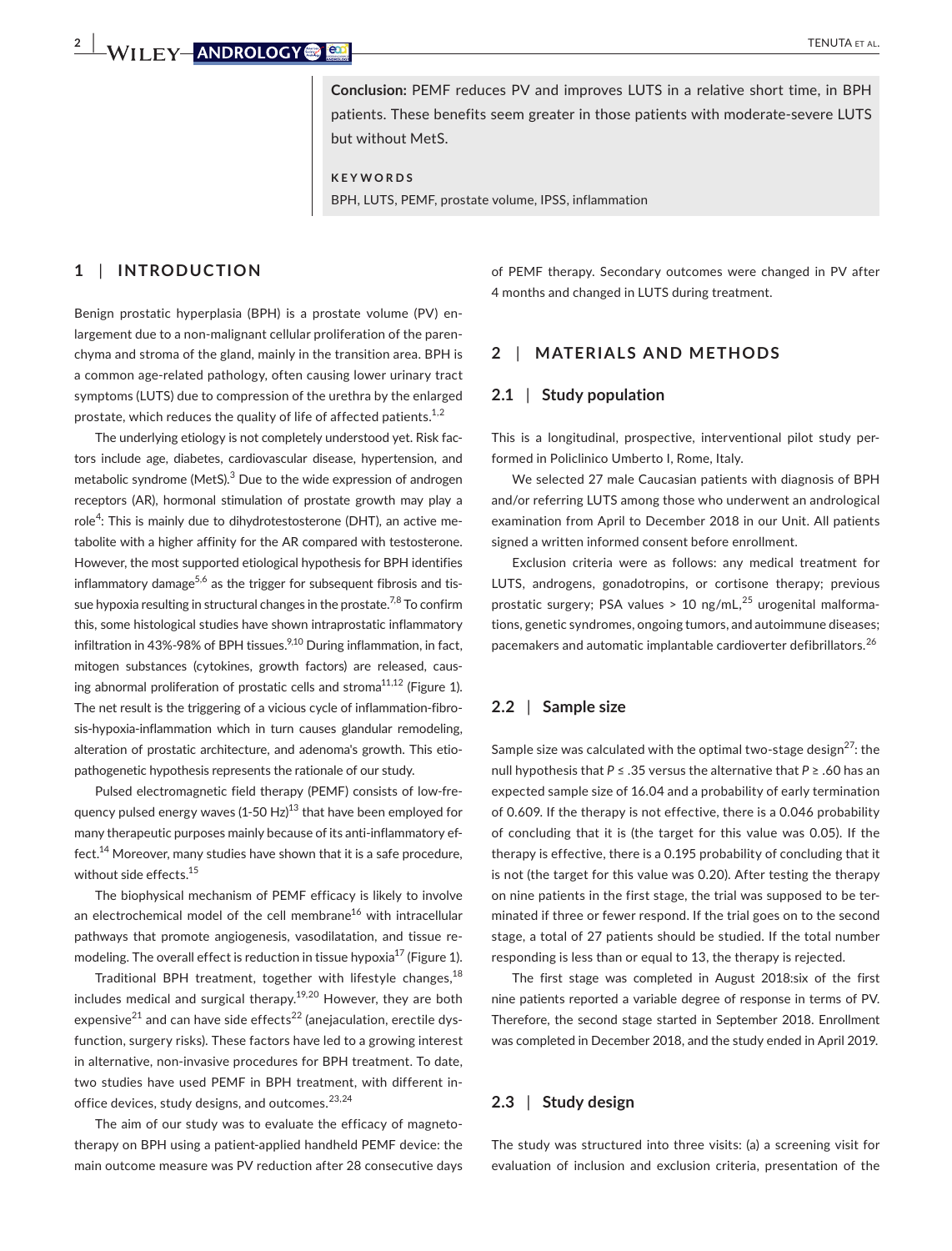**Conclusion:** PEMF reduces PV and improves LUTS in a relative short time, in BPH patients. These benefits seem greater in those patients with moderate-severe LUTS but without MetS.

**KEYWORDS**

BPH, LUTS, PEMF, prostate volume, IPSS, inflammation

## 1 | INTRODUCTION

Benign prostatic hyperplasia (BPH) is a prostate volume (PV) enlargement due to a non-malignant cellular proliferation of the parenchyma and stroma of the gland, mainly in the transition area. BPH is a common age-related pathology, often causing lower urinary tract symptoms (LUTS) due to compression of the urethra by the enlarged prostate, which reduces the quality of life of affected patients.[1,2]

The underlying etiology is not completely understood yet. Risk factors include age, diabetes, cardiovascular disease, hypertension, and metabolic syndrome (MetS).[3] Due to the wide expression of androgen receptors (AR), hormonal stimulation of prostate growth may play a role[4]: This is mainly due to dihydrotestosterone (DHT), an active metabolite with a higher affinity for the AR compared with testosterone. However, the most supported etiological hypothesis for BPH identifies inflammatory damage[5,6] as the trigger for subsequent fibrosis and tissue hypoxia resulting in structural changes in the prostate.[7,8] To confirm this, some histological studies have shown intraprostatic inflammatory infiltration in 43%-98% of BPH tissues.[9,10] During inflammation, in fact, mitogen substances (cytokines, growth factors) are released, causing abnormal proliferation of prostatic cells and stroma[11,12] (Figure 1). The net result is the triggering of a vicious cycle of inflammation-fibrosis-hypoxia-inflammation which in turn causes glandular remodeling, alteration of prostatic architecture, and adenoma's growth. This etiopathogenetic hypothesis represents the rationale of our study.

Pulsed electromagnetic field therapy (PEMF) consists of low-frequency pulsed energy waves (1-50 Hz)[13] that have been employed for many therapeutic purposes mainly because of its anti-inflammatory effect.[14] Moreover, many studies have shown that it is a safe procedure, without side effects.[15]

The biophysical mechanism of PEMF efficacy is likely to involve an electrochemical model of the cell membrane[16] with intracellular pathways that promote angiogenesis, vasodilatation, and tissue remodeling. The overall effect is reduction in tissue hypoxia[17] (Figure 1).

Traditional BPH treatment, together with lifestyle changes,[18] includes medical and surgical therapy.[19,20] However, they are both expensive[21] and can have side effects[22] (anejaculation, erectile dysfunction, surgery risks). These factors have led to a growing interest in alternative, non-invasive procedures for BPH treatment. To date, two studies have used PEMF in BPH treatment, with different in-office devices, study designs, and outcomes.[23,24]

The aim of our study was to evaluate the efficacy of magnetotherapy on BPH using a patient-applied handheld PEMF device: the main outcome measure was PV reduction after 28 consecutive days of PEMF therapy. Secondary outcomes were changed in PV after 4 months and changed in LUTS during treatment.

## 2 | MATERIALS AND METHODS

### 2.1 | Study population

This is a longitudinal, prospective, interventional pilot study performed in Policlinico Umberto I, Rome, Italy.

We selected 27 male Caucasian patients with diagnosis of BPH and/or referring LUTS among those who underwent an andrological examination from April to December 2018 in our Unit. All patients signed a written informed consent before enrollment.

Exclusion criteria were as follows: any medical treatment for LUTS, androgens, gonadotropins, or cortisone therapy; previous prostatic surgery; PSA values > 10 ng/mL,[25] urogenital malformations, genetic syndromes, ongoing tumors, and autoimmune diseases; pacemakers and automatic implantable cardioverter defibrillators.[26]

### 2.2 | Sample size

Sample size was calculated with the optimal two-stage design[27]: the null hypothesis that $P \le .35$ versus the alternative that $P \ge .60$ has an expected sample size of 16.04 and a probability of early termination of 0.609. If the therapy is not effective, there is a 0.046 probability of concluding that it is (the target for this value was 0.05). If the therapy is effective, there is a 0.195 probability of concluding that it is not (the target for this value was 0.20). After testing the therapy on nine patients in the first stage, the trial was supposed to be terminated if three or fewer respond. If the trial goes on to the second stage, a total of 27 patients should be studied. If the total number responding is less than or equal to 13, the therapy is rejected.

The first stage was completed in August 2018:six of the first nine patients reported a variable degree of response in terms of PV. Therefore, the second stage started in September 2018. Enrollment was completed in December 2018, and the study ended in April 2019.

### 2.3 | Study design

The study was structured into three visits: (a) a screening visit for evaluation of inclusion and exclusion criteria, presentation of the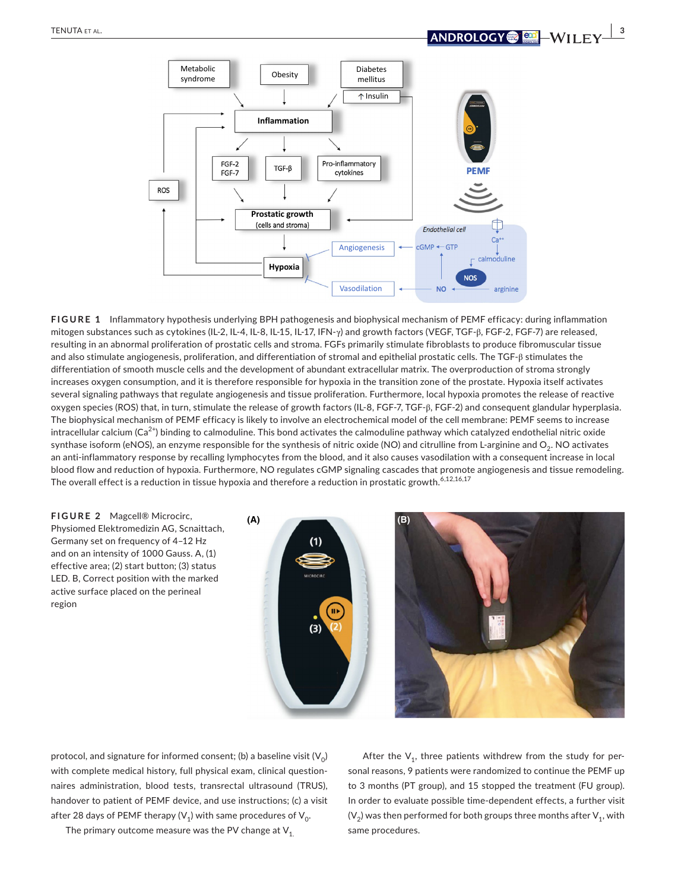**FIGURE 1** Inflammatory hypothesis underlying BPH pathogenesis and biophysical mechanism of PEMF efficacy: during inflammation mitogen substances such as cytokines (IL-2, IL-4, IL-8, IL-15, IL-17, IFN-γ) and growth factors (VEGF, TGF-β, FGF-2, FGF-7) are released, resulting in an abnormal proliferation of prostatic cells and stroma. FGFs primarily stimulate fibroblasts to produce fibromuscular tissue and also stimulate angiogenesis, proliferation, and differentiation of stromal and epithelial prostatic cells. The TGF-β stimulates the differentiation of smooth muscle cells and the development of abundant extracellular matrix. The overproduction of stroma strongly increases oxygen consumption, and it is therefore responsible for hypoxia in the transition zone of the prostate. Hypoxia itself activates several signaling pathways that regulate angiogenesis and tissue proliferation. Furthermore, local hypoxia promotes the release of reactive oxygen species (ROS) that, in turn, stimulate the release of growth factors (IL-8, FGF-7, TGF-β, FGF-2) and consequent glandular hyperplasia. The biophysical mechanism of PEMF efficacy is likely to involve an electrochemical model of the cell membrane: PEMF seems to increase intracellular calcium ($Ca^{2+}$) binding to calmoduline. This bond activates the calmoduline pathway which catalyzed endothelial nitric oxide synthase isoform (eNOS), an enzyme responsible for the synthesis of nitric oxide (NO) and citrulline from L-arginine and $O_2$. NO activates an anti-inflammatory response by recalling lymphocytes from the blood, and it also causes vasodilation with a consequent increase in local blood flow and reduction of hypoxia. Furthermore, NO regulates cGMP signaling cascades that promote angiogenesis and tissue remodeling. The overall effect is a reduction in tissue hypoxia and therefore a reduction in prostatic growth.[6,12,16,17]

**FIGURE 2** Magcell® Microcirc, Physiomed Elektromedizin AG, Scnaittach, Germany set on frequency of 4–12 Hz and on an intensity of 1000 Gauss. A, (1) effective area; (2) start button; (3) status LED. B, Correct position with the marked active surface placed on the perineal region

protocol, and signature for informed consent; (b) a baseline visit ($V_0$) with complete medical history, full physical exam, clinical questionnaires administration, blood tests, transrectal ultrasound (TRUS), handover to patient of PEMF device, and use instructions; (c) a visit after 28 days of PEMF therapy ($V_1$) with same procedures of $V_0$.

The primary outcome measure was the PV change at $V_1$.

After the $V_1$, three patients withdrew from the study for personal reasons, 9 patients were randomized to continue the PEMF up to 3 months (PT group), and 15 stopped the treatment (FU group). In order to evaluate possible time-dependent effects, a further visit ($V_2$) was then performed for both groups three months after $V_1$, with same procedures.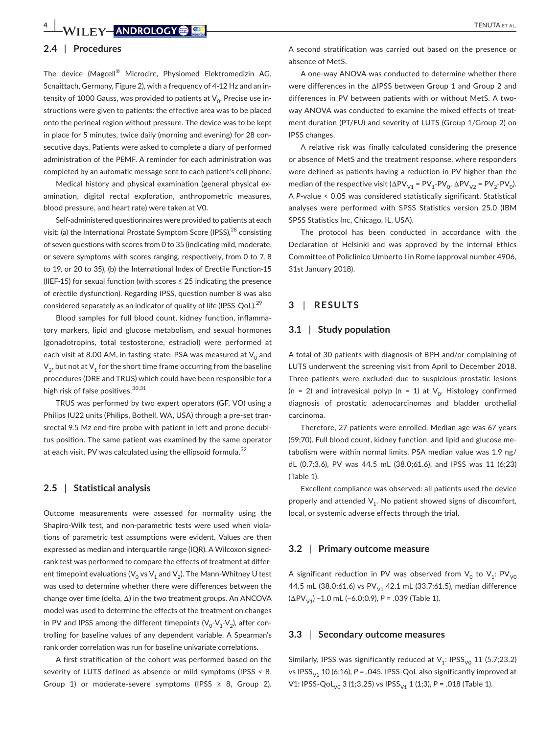### 2.4 | Procedures

The device (Magcell® Microcirc, Physiomed Elektromedizin AG, Scnaittach, Germany, Figure 2), with a frequency of 4-12 Hz and an intensity of 1000 Gauss, was provided to patients at $V_0$. Precise use instructions were given to patients: the effective area was to be placed onto the perineal region without pressure. The device was to be kept in place for 5 minutes, twice daily (morning and evening) for 28 consecutive days. Patients were asked to complete a diary of performed administration of the PEMF. A reminder for each administration was completed by an automatic message sent to each patient's cell phone.

Medical history and physical examination (general physical examination, digital rectal exploration, anthropometric measures, blood pressure, and heart rate) were taken at V0.

Self-administered questionnaires were provided to patients at each visit: (a) the International Prostate Symptom Score (IPSS),[28] consisting of seven questions with scores from 0 to 35 (indicating mild, moderate, or severe symptoms with scores ranging, respectively, from 0 to 7, 8 to 19, or 20 to 35), (b) the International Index of Erectile Function-15 (IIEF-15) for sexual function (with scores ≤ 25 indicating the presence of erectile dysfunction). Regarding IPSS, question number 8 was also considered separately as an indicator of quality of life (IPSS-QoL).[29]

Blood samples for full blood count, kidney function, inflammatory markers, lipid and glucose metabolism, and sexual hormones (gonadotropins, total testosterone, estradiol) were performed at each visit at 8.00 AM, in fasting state. PSA was measured at $V_0$ and $V_2$, but not at $V_1$ for the short time frame occurring from the baseline procedures (DRE and TRUS) which could have been responsible for a high risk of false positives.[30,31]

TRUS was performed by two expert operators (GF, VO) using a Philips IU22 units (Philips, Bothell, WA, USA) through a pre-set transrectal 9.5 Mz end-fire probe with patient in left and prone decubitus position. The same patient was examined by the same operator at each visit. PV was calculated using the ellipsoid formula.[32]

### 2.5 | Statistical analysis

Outcome measurements were assessed for normality using the Shapiro-Wilk test, and non-parametric tests were used when violations of parametric test assumptions were evident. Values are then expressed as median and interquartile range (IQR). A Wilcoxon signed-rank test was performed to compare the effects of treatment at different timepoint evaluations ($V_0$ vs $V_1$ and $V_2$). The Mann-Whitney U test was used to determine whether there were differences between the change over time (delta, Δ) in the two treatment groups. An ANCOVA model was used to determine the effects of the treatment on changes in PV and IPSS among the different timepoints ($V_0$-$V_1$-$V_2$), after controlling for baseline values of any dependent variable. A Spearman's rank order correlation was run for baseline univariate correlations.

A first stratification of the cohort was performed based on the severity of LUTS defined as absence or mild symptoms (IPSS < 8, Group 1) or moderate-severe symptoms (IPSS ≥ 8, Group 2). A second stratification was carried out based on the presence or absence of MetS.

A one-way ANOVA was conducted to determine whether there were differences in the ΔIPSS between Group 1 and Group 2 and differences in PV between patients with or without MetS. A two-way ANOVA was conducted to examine the mixed effects of treatment duration (PT/FU) and severity of LUTS (Group 1/Group 2) on IPSS changes.

A relative risk was finally calculated considering the presence or absence of MetS and the treatment response, where responders were defined as patients having a reduction in PV higher than the median of the respective visit ($\Delta PV_{V1} = PV_1\text{-}PV_0$, $\Delta PV_{V2} = PV_2\text{-}PV_0$). A *P*-value < 0.05 was considered statistically significant. Statistical analyses were performed with SPSS Statistics version 25.0 (IBM SPSS Statistics Inc, Chicago, IL, USA).

The protocol has been conducted in accordance with the Declaration of Helsinki and was approved by the internal Ethics Committee of Policlinico Umberto I in Rome (approval number 4906, 31st January 2018).

## 3 | RESULTS

### 3.1 | Study population

A total of 30 patients with diagnosis of BPH and/or complaining of LUTS underwent the screening visit from April to December 2018. Three patients were excluded due to suspicious prostatic lesions (n = 2) and intravesical polyp (n = 1) at $V_0$. Histology confirmed diagnosis of prostatic adenocarcinomas and bladder urothelial carcinoma.

Therefore, 27 patients were enrolled. Median age was 67 years (59;70). Full blood count, kidney function, and lipid and glucose metabolism were within normal limits. PSA median value was 1.9 ng/dL (0.7;3.6), PV was 44.5 mL (38.0;61.6), and IPSS was 11 (6;23) (Table 1).

Excellent compliance was observed: all patients used the device properly and attended $V_1$. No patient showed signs of discomfort, local, or systemic adverse effects through the trial.

### 3.2 | Primary outcome measure

A significant reduction in PV was observed from $V_0$ to $V_1$: $PV_{V0}$ 44.5 mL (38.0;61.6) vs $PV_{V1}$ 42.1 mL (33.7;61.5), median difference ($\Delta PV_{V1}$) −1.0 mL (−6.0;0.9), *P* = .039 (Table 1).

### 3.3 | Secondary outcome measures

Similarly, IPSS was significantly reduced at $V_1$: $IPSS_{V0}$ 11 (5.7;23.2) vs $IPSS_{V1}$ 10 (6;16), *P* = .045. IPSS-QoL also significantly improved at V1: $IPSS\text{-}QoL_{V0}$ 3 (1;3.25) vs $IPSS_{V1}$ 1 (1;3), *P* = .018 (Table 1).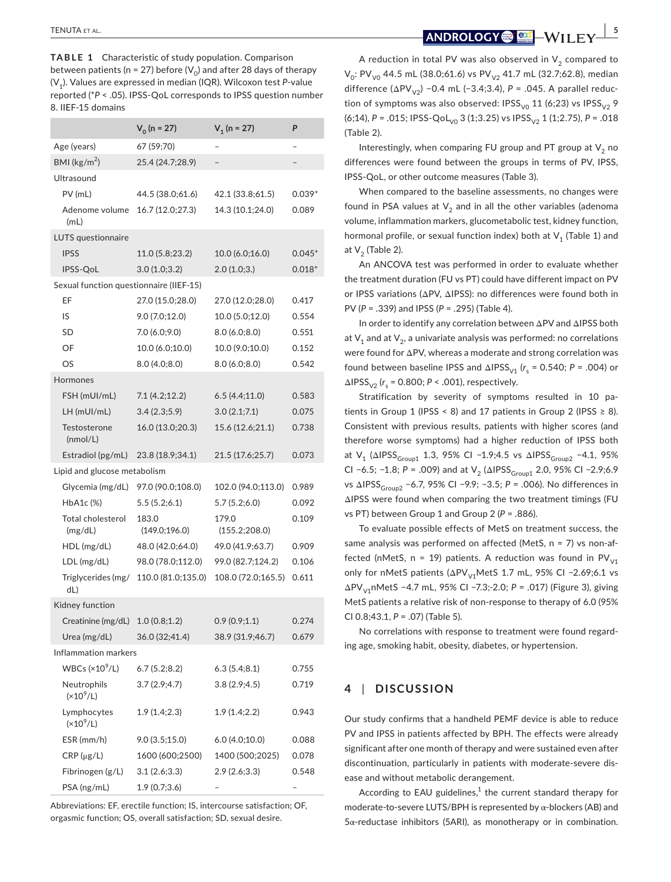**TABLE 1** Characteristic of study population. Comparison between patients (n = 27) before ($V_0$) and after 28 days of therapy ($V_1$). Values are expressed in median (IQR). Wilcoxon test *P*-value reported (\**P* < .05). IPSS-QoL corresponds to IPSS question number 8. IIEF-15 domains

| | $V_0$ (n = 27) | $V_1$ (n = 27) | *P* |
|---|---|---|---|
| Age (years) | 67 (59;70) | – | – |
| BMI (kg/m$^2$) | 25.4 (24.7;28.9) | – | – |
| Ultrasound | | | |
| PV (mL) | 44.5 (38.0;61.6) | 42.1 (33.8;61.5) | 0.039* |
| Adenome volume (mL) | 16.7 (12.0;27.3) | 14.3 (10.1;24.0) | 0.089 |
| LUTS questionnaire | | | |
| IPSS | 11.0 (5.8;23.2) | 10.0 (6.0;16.0) | 0.045* |
| IPSS-QoL | 3.0 (1.0;3.2) | 2.0 (1.0;3.) | 0.018* |
| Sexual function questionnaire (IIEF-15) | | | |
| EF | 27.0 (15.0;28.0) | 27.0 (12.0;28.0) | 0.417 |
| IS | 9.0 (7.0;12.0) | 10.0 (5.0;12.0) | 0.554 |
| SD | 7.0 (6.0;9.0) | 8.0 (6.0;8.0) | 0.551 |
| OF | 10.0 (6.0;10.0) | 10.0 (9.0;10.0) | 0.152 |
| OS | 8.0 (4.0;8.0) | 8.0 (6.0;8.0) | 0.542 |
| Hormones | | | |
| FSH (mUI/mL) | 7.1 (4.2;12.2) | 6.5 (4.4;11.0) | 0.583 |
| LH (mUI/mL) | 3.4 (2.3;5.9) | 3.0 (2.1;7.1) | 0.075 |
| Testosterone (nmol/L) | 16.0 (13.0;20.3) | 15.6 (12.6;21.1) | 0.738 |
| Estradiol (pg/mL) | 23.8 (18.9;34.1) | 21.5 (17.6;25.7) | 0.073 |
| Lipid and glucose metabolism | | | |
| Glycemia (mg/dL) | 97.0 (90.0;108.0) | 102.0 (94.0;113.0) | 0.989 |
| HbA1c (%) | 5.5 (5.2;6.1) | 5.7 (5.2;6.0) | 0.092 |
| Total cholesterol (mg/dL) | 183.0 (149.0;196.0) | 179.0 (155.2;208.0) | 0.109 |
| HDL (mg/dL) | 48.0 (42.0;64.0) | 49.0 (41.9;63.7) | 0.909 |
| LDL (mg/dL) | 98.0 (78.0;112.0) | 99.0 (82.7;124.2) | 0.106 |
| Triglycerides (mg/dL) | 110.0 (81.0;135.0) | 108.0 (72.0;165.5) | 0.611 |
| Kidney function | | | |
| Creatinine (mg/dL) | 1.0 (0.8;1.2) | 0.9 (0.9;1.1) | 0.274 |
| Urea (mg/dL) | 36.0 (32;41.4) | 38.9 (31.9;46.7) | 0.679 |
| Inflammation markers | | | |
| WBCs (×10$^9$/L) | 6.7 (5.2;8.2) | 6.3 (5.4;8.1) | 0.755 |
| Neutrophils (×10$^9$/L) | 3.7 (2.9;4.7) | 3.8 (2.9;4.5) | 0.719 |
| Lymphocytes (×10$^9$/L) | 1.9 (1.4;2.3) | 1.9 (1.4;2.2) | 0.943 |
| ESR (mm/h) | 9.0 (3.5;15.0) | 6.0 (4.0;10.0) | 0.088 |
| CRP (μg/L) | 1600 (600;2500) | 1400 (500;2025) | 0.078 |
| Fibrinogen (g/L) | 3.1 (2.6;3.3) | 2.9 (2.6;3.3) | 0.548 |
| PSA (ng/mL) | 1.9 (0.7;3.6) | – | – |

Abbreviations: EF, erectile function; IS, intercourse satisfaction; OF, orgasmic function; OS, overall satisfaction; SD, sexual desire.

A reduction in total PV was also observed in $V_2$ compared to $V_0$: $PV_{V0}$ 44.5 mL (38.0;61.6) vs $PV_{V2}$ 41.7 mL (32.7;62.8), median difference ($\Delta PV_{V2}$) −0.4 mL (−3.4;3.4), *P* = .045. A parallel reduction of symptoms was also observed: $IPSS_{V0}$ 11 (6;23) vs $IPSS_{V2}$ 9 (6;14), *P* = .015; IPSS-$QoL_{V0}$ 3 (1;3.25) vs $IPSS_{V2}$ 1 (1;2.75), *P* = .018 (Table 2).

Interestingly, when comparing FU group and PT group at $V_2$ no differences were found between the groups in terms of PV, IPSS, IPSS-QoL, or other outcome measures (Table 3).

When compared to the baseline assessments, no changes were found in PSA values at $V_2$ and in all the other variables (adenoma volume, inflammation markers, glucometabolic test, kidney function, hormonal profile, or sexual function index) both at $V_1$ (Table 1) and at $V_2$ (Table 2).

An ANCOVA test was performed in order to evaluate whether the treatment duration (FU vs PT) could have different impact on PV or IPSS variations (ΔPV, ΔIPSS): no differences were found both in PV (*P* = .339) and IPSS (*P* = .295) (Table 4).

In order to identify any correlation between ΔPV and ΔIPSS both at $V_1$ and at $V_2$, a univariate analysis was performed: no correlations were found for ΔPV, whereas a moderate and strong correlation was found between baseline IPSS and $\Delta IPSS_{V1}$ ($r_s$ = 0.540; *P* = .004) or $\Delta IPSS_{V2}$ ($r_s$ = 0.800; *P* < .001), respectively.

Stratification by severity of symptoms resulted in 10 patients in Group 1 (IPSS < 8) and 17 patients in Group 2 (IPSS ≥ 8). Consistent with previous results, patients with higher scores (and therefore worse symptoms) had a higher reduction of IPSS both at $V_1$ ($\Delta IPSS_{Group1}$ 1.3, 95% CI −1.9;4.5 vs $\Delta IPSS_{Group2}$ −4.1, 95% CI −6.5; −1.8; *P* = .009) and at $V_2$ ($\Delta IPSS_{Group1}$ 2.0, 95% CI −2.9;6.9 vs $\Delta IPSS_{Group2}$ −6.7, 95% CI −9.9; −3.5; *P* = .006). No differences in ΔIPSS were found when comparing the two treatment timings (FU vs PT) between Group 1 and Group 2 (*P* = .886).

To evaluate possible effects of MetS on treatment success, the same analysis was performed on affected (MetS, n = 7) vs non-affected (nMetS, n = 19) patients. A reduction was found in $PV_{V1}$ only for nMetS patients ($\Delta PV_{V1}$MetS 1.7 mL, 95% CI −2.69;6.1 vs $\Delta PV_{V1}$nMetS −4.7 mL, 95% CI −7.3;-2.0; *P* = .017) (Figure 3), giving MetS patients a relative risk of non-response to therapy of 6.0 (95% CI 0.8;43.1, *P* = .07) (Table 5).

No correlations with response to treatment were found regarding age, smoking habit, obesity, diabetes, or hypertension.

## 4 | DISCUSSION

Our study confirms that a handheld PEMF device is able to reduce PV and IPSS in patients affected by BPH. The effects were already significant after one month of therapy and were sustained even after discontinuation, particularly in patients with moderate-severe disease and without metabolic derangement.

According to EAU guidelines,[1] the current standard therapy for moderate-to-severe LUTS/BPH is represented by α-blockers (AB) and 5α-reductase inhibitors (5ARI), as monotherapy or in combination.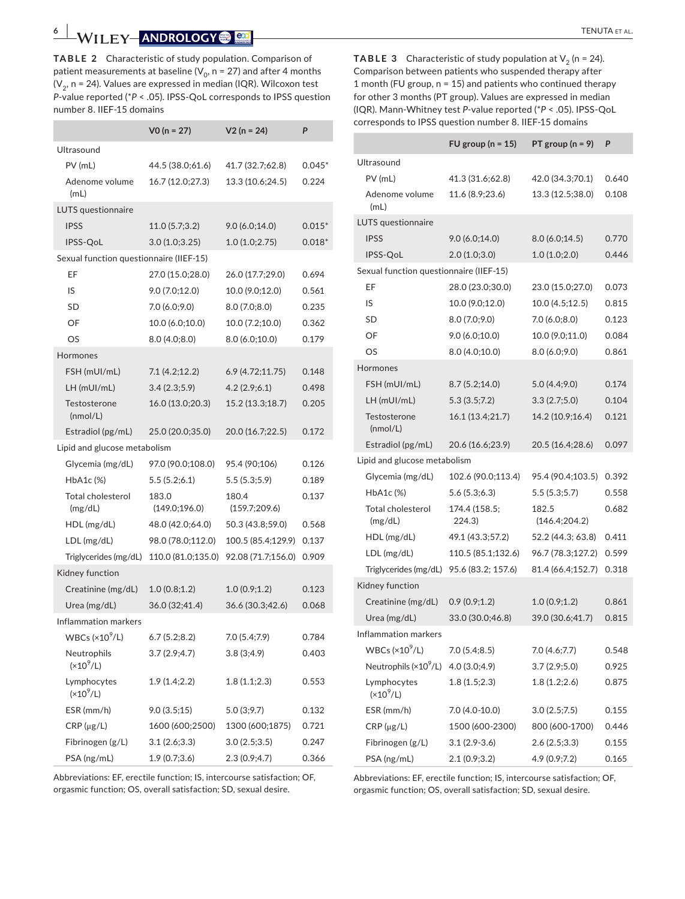**TABLE 2** Characteristic of study population. Comparison of patient measurements at baseline ($V_0$, n = 27) and after 4 months ($V_2$, n = 24). Values are expressed in median (IQR). Wilcoxon test *P*-value reported (*$P < .05$). IPSS-QoL corresponds to IPSS question number 8. IIEF-15 domains

| | V0 (n = 27) | V2 (n = 24) | P |
|---|---|---|---|
| Ultrasound | | | |
| PV (mL) | 44.5 (38.0;61.6) | 41.7 (32.7;62.8) | 0.045* |
| Adenome volume (mL) | 16.7 (12.0;27.3) | 13.3 (10.6;24.5) | 0.224 |
| LUTS questionnaire | | | |
| IPSS | 11.0 (5.7;3.2) | 9.0 (6.0;14.0) | 0.015* |
| IPSS-QoL | 3.0 (1.0;3.25) | 1.0 (1.0;2.75) | 0.018* |
| Sexual function questionnaire (IIEF-15) | | | |
| EF | 27.0 (15.0;28.0) | 26.0 (17.7;29.0) | 0.694 |
| IS | 9.0 (7.0;12.0) | 10.0 (9.0;12.0) | 0.561 |
| SD | 7.0 (6.0;9.0) | 8.0 (7.0;8.0) | 0.235 |
| OF | 10.0 (6.0;10.0) | 10.0 (7.2;10.0) | 0.362 |
| OS | 8.0 (4.0;8.0) | 8.0 (6.0;10.0) | 0.179 |
| Hormones | | | |
| FSH (mUI/mL) | 7.1 (4.2;12.2) | 6.9 (4.72;11.75) | 0.148 |
| LH (mUI/mL) | 3.4 (2.3;5.9) | 4.2 (2.9;6.1) | 0.498 |
| Testosterone (nmol/L) | 16.0 (13.0;20.3) | 15.2 (13.3;18.7) | 0.205 |
| Estradiol (pg/mL) | 25.0 (20.0;35.0) | 20.0 (16.7;22.5) | 0.172 |
| Lipid and glucose metabolism | | | |
| Glycemia (mg/dL) | 97.0 (90.0;108.0) | 95.4 (90;106) | 0.126 |
| HbA1c (%) | 5.5 (5.2;6.1) | 5.5 (5.3;5.9) | 0.189 |
| Total cholesterol (mg/dL) | 183.0 (149.0;196.0) | 180.4 (159.7;209.6) | 0.137 |
| HDL (mg/dL) | 48.0 (42.0;64.0) | 50.3 (43.8;59.0) | 0.568 |
| LDL (mg/dL) | 98.0 (78.0;112.0) | 100.5 (85.4;129.9) | 0.137 |
| Triglycerides (mg/dL) | 110.0 (81.0;135.0) | 92.08 (71.7;156.0) | 0.909 |
| Kidney function | | | |
| Creatinine (mg/dL) | 1.0 (0.8;1.2) | 1.0 (0.9;1.2) | 0.123 |
| Urea (mg/dL) | 36.0 (32;41.4) | 36.6 (30.3;42.6) | 0.068 |
| Inflammation markers | | | |
| WBCs ($\times10^9$/L) | 6.7 (5.2;8.2) | 7.0 (5.4;7.9) | 0.784 |
| Neutrophils ($\times10^9$/L) | 3.7 (2.9;4.7) | 3.8 (3;4.9) | 0.403 |
| Lymphocytes ($\times10^9$/L) | 1.9 (1.4;2.2) | 1.8 (1.1;2.3) | 0.553 |
| ESR (mm/h) | 9.0 (3.5;15) | 5.0 (3;9.7) | 0.132 |
| CRP (μg/L) | 1600 (600;2500) | 1300 (600;1875) | 0.721 |
| Fibrinogen (g/L) | 3.1 (2.6;3.3) | 3.0 (2.5;3.5) | 0.247 |
| PSA (ng/mL) | 1.9 (0.7;3.6) | 2.3 (0.9;4.7) | 0.366 |

Abbreviations: EF, erectile function; IS, intercourse satisfaction; OF, orgasmic function; OS, overall satisfaction; SD, sexual desire.

**TABLE 3** Characteristic of study population at $V_2$ (n = 24). Comparison between patients who suspended therapy after 1 month (FU group, n = 15) and patients who continued therapy for other 3 months (PT group). Values are expressed in median (IQR). Mann-Whitney test *P*-value reported (*$P < .05$). IPSS-QoL corresponds to IPSS question number 8. IIEF-15 domains

| | FU group (n = 15) | PT group (n = 9) | P |
|---|---|---|---|
| Ultrasound | | | |
| PV (mL) | 41.3 (31.6;62.8) | 42.0 (34.3;70.1) | 0.640 |
| Adenome volume (mL) | 11.6 (8.9;23.6) | 13.3 (12.5;38.0) | 0.108 |
| LUTS questionnaire | | | |
| IPSS | 9.0 (6.0;14.0) | 8.0 (6.0;14.5) | 0.770 |
| IPSS-QoL | 2.0 (1.0;3.0) | 1.0 (1.0;2.0) | 0.446 |
| Sexual function questionnaire (IIEF-15) | | | |
| EF | 28.0 (23.0;30.0) | 23.0 (15.0;27.0) | 0.073 |
| IS | 10.0 (9.0;12.0) | 10.0 (4.5;12.5) | 0.815 |
| SD | 8.0 (7.0;9.0) | 7.0 (6.0;8.0) | 0.123 |
| OF | 9.0 (6.0;10.0) | 10.0 (9.0;11.0) | 0.084 |
| OS | 8.0 (4.0;10.0) | 8.0 (6.0;9.0) | 0.861 |
| Hormones | | | |
| FSH (mUI/mL) | 8.7 (5.2;14.0) | 5.0 (4.4;9.0) | 0.174 |
| LH (mUI/mL) | 5.3 (3.5;7.2) | 3.3 (2.7;5.0) | 0.104 |
| Testosterone (nmol/L) | 16.1 (13.4;21.7) | 14.2 (10.9;16.4) | 0.121 |
| Estradiol (pg/mL) | 20.6 (16.6;23.9) | 20.5 (16.4;28.6) | 0.097 |
| Lipid and glucose metabolism | | | |
| Glycemia (mg/dL) | 102.6 (90.0;113.4) | 95.4 (90.4;103.5) | 0.392 |
| HbA1c (%) | 5.6 (5.3;6.3) | 5.5 (5.3;5.7) | 0.558 |
| Total cholesterol (mg/dL) | 174.4 (158.5; 224.3) | 182.5 (146.4;204.2) | 0.682 |
| HDL (mg/dL) | 49.1 (43.3;57.2) | 52.2 (44.3; 63.8) | 0.411 |
| LDL (mg/dL) | 110.5 (85.1;132.6) | 96.7 (78.3;127.2) | 0.599 |
| Triglycerides (mg/dL) | 95.6 (83.2; 157.6) | 81.4 (66.4;152.7) | 0.318 |
| Kidney function | | | |
| Creatinine (mg/dL) | 0.9 (0.9;1.2) | 1.0 (0.9;1.2) | 0.861 |
| Urea (mg/dL) | 33.0 (30.0;46.8) | 39.0 (30.6;41.7) | 0.815 |
| Inflammation markers | | | |
| WBCs ($\times10^9$/L) | 7.0 (5.4;8.5) | 7.0 (4.6;7.7) | 0.548 |
| Neutrophils ($\times10^9$/L) | 4.0 (3.0;4.9) | 3.7 (2.9;5.0) | 0.925 |
| Lymphocytes ($\times10^9$/L) | 1.8 (1.5;2.3) | 1.8 (1.2;2.6) | 0.875 |
| ESR (mm/h) | 7.0 (4.0-10.0) | 3.0 (2.5;7.5) | 0.155 |
| CRP (μg/L) | 1500 (600-2300) | 800 (600-1700) | 0.446 |
| Fibrinogen (g/L) | 3.1 (2.9-3.6) | 2.6 (2.5;3.3) | 0.155 |
| PSA (ng/mL) | 2.1 (0.9;3.2) | 4.9 (0.9;7.2) | 0.165 |

Abbreviations: EF, erectile function; IS, intercourse satisfaction; OF, orgasmic function; OS, overall satisfaction; SD, sexual desire.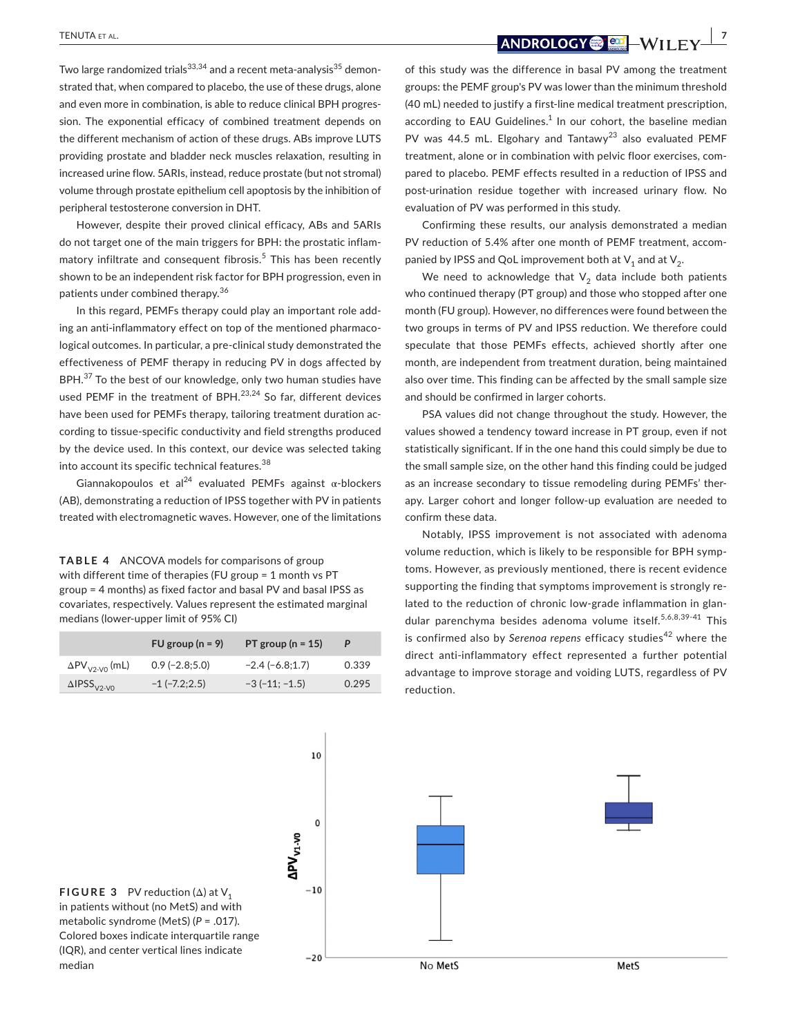Two large randomized trials[33,34] and a recent meta-analysis[35] demonstrated that, when compared to placebo, the use of these drugs, alone and even more in combination, is able to reduce clinical BPH progression. The exponential efficacy of combined treatment depends on the different mechanism of action of these drugs. ABs improve LUTS providing prostate and bladder neck muscles relaxation, resulting in increased urine flow. 5ARIs, instead, reduce prostate (but not stromal) volume through prostate epithelium cell apoptosis by the inhibition of peripheral testosterone conversion in DHT.

However, despite their proved clinical efficacy, ABs and 5ARIs do not target one of the main triggers for BPH: the prostatic inflammatory infiltrate and consequent fibrosis.[5] This has been recently shown to be an independent risk factor for BPH progression, even in patients under combined therapy.[36]

In this regard, PEMFs therapy could play an important role adding an anti-inflammatory effect on top of the mentioned pharmacological outcomes. In particular, a pre-clinical study demonstrated the effectiveness of PEMF therapy in reducing PV in dogs affected by BPH.[37] To the best of our knowledge, only two human studies have used PEMF in the treatment of BPH.[23,24] So far, different devices have been used for PEMFs therapy, tailoring treatment duration according to tissue-specific conductivity and field strengths produced by the device used. In this context, our device was selected taking into account its specific technical features.[38]

Giannakopoulos et al[24] evaluated PEMFs against α-blockers (AB), demonstrating a reduction of IPSS together with PV in patients treated with electromagnetic waves. However, one of the limitations of this study was the difference in basal PV among the treatment groups: the PEMF group's PV was lower than the minimum threshold (40 mL) needed to justify a first-line medical treatment prescription, according to EAU Guidelines.[1] In our cohort, the baseline median PV was 44.5 mL. Elgohary and Tantawy[23] also evaluated PEMF treatment, alone or in combination with pelvic floor exercises, compared to placebo. PEMF effects resulted in a reduction of IPSS and post-urination residue together with increased urinary flow. No evaluation of PV was performed in this study.

Confirming these results, our analysis demonstrated a median PV reduction of 5.4% after one month of PEMF treatment, accompanied by IPSS and QoL improvement both at $V_1$ and at $V_2$.

We need to acknowledge that $V_2$ data include both patients who continued therapy (PT group) and those who stopped after one month (FU group). However, no differences were found between the two groups in terms of PV and IPSS reduction. We therefore could speculate that those PEMFs effects, achieved shortly after one month, are independent from treatment duration, being maintained also over time. This finding can be affected by the small sample size and should be confirmed in larger cohorts.

PSA values did not change throughout the study. However, the values showed a tendency toward increase in PT group, even if not statistically significant. If in the one hand this could simply be due to the small sample size, on the other hand this finding could be judged as an increase secondary to tissue remodeling during PEMFs' therapy. Larger cohort and longer follow-up evaluation are needed to confirm these data.

Notably, IPSS improvement is not associated with adenoma volume reduction, which is likely to be responsible for BPH symptoms. However, as previously mentioned, there is recent evidence supporting the finding that symptoms improvement is strongly related to the reduction of chronic low-grade inflammation in glandular parenchyma besides adenoma volume itself.[5,6,8,39-41] This is confirmed also by *Serenoa repens* efficacy studies[42] where the direct anti-inflammatory effect represented a further potential advantage to improve storage and voiding LUTS, regardless of PV reduction.

**TABLE 4** ANCOVA models for comparisons of group with different time of therapies (FU group = 1 month vs PT group = 4 months) as fixed factor and basal PV and basal IPSS as covariates, respectively. Values represent the estimated marginal medians (lower-upper limit of 95% CI)

| | FU group (n = 9) | PT group (n = 15) | P |
|---|---|---|---|
| $\Delta PV_{V2\text{-}V0}$ (mL) | 0.9 (−2.8;5.0) | −2.4 (−6.8;1.7) | 0.339 |
| $\Delta IPSS_{V2\text{-}V0}$ | −1 (−7.2;2.5) | −3 (−11; −1.5) | 0.295 |

**FIGURE 3** PV reduction (Δ) at $V_1$ in patients without (no MetS) and with metabolic syndrome (MetS) ($P$ = .017). Colored boxes indicate interquartile range (IQR), and center vertical lines indicate median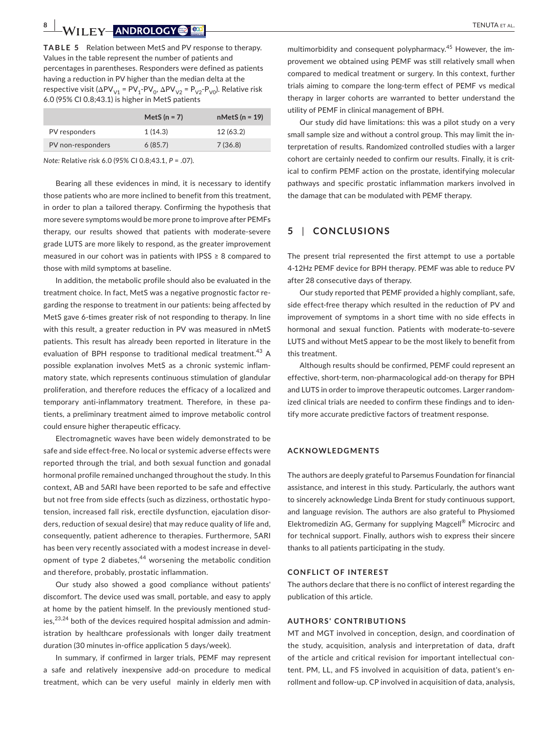**TABLE 5** Relation between MetS and PV response to therapy. Values in the table represent the number of patients and percentages in parentheses. Responders were defined as patients having a reduction in PV higher than the median delta at the respective visit ($\Delta PV_{V1} = PV_1 - PV_0$, $\Delta PV_{V2} = P_{V2} - P_{V0}$). Relative risk 6.0 (95% CI 0.8;43.1) is higher in MetS patients

| | MetS (n = 7) | nMetS (n = 19) |
|---|---|---|
| PV responders | 1 (14.3) | 12 (63.2) |
| PV non-responders | 6 (85.7) | 7 (36.8) |

*Note:* Relative risk 6.0 (95% CI 0.8;43.1, *P* = .07).

Bearing all these evidences in mind, it is necessary to identify those patients who are more inclined to benefit from this treatment, in order to plan a tailored therapy. Confirming the hypothesis that more severe symptoms would be more prone to improve after PEMFs therapy, our results showed that patients with moderate-severe grade LUTS are more likely to respond, as the greater improvement measured in our cohort was in patients with IPSS ≥ 8 compared to those with mild symptoms at baseline.

In addition, the metabolic profile should also be evaluated in the treatment choice. In fact, MetS was a negative prognostic factor regarding the response to treatment in our patients: being affected by MetS gave 6-times greater risk of not responding to therapy. In line with this result, a greater reduction in PV was measured in nMetS patients. This result has already been reported in literature in the evaluation of BPH response to traditional medical treatment.[43] A possible explanation involves MetS as a chronic systemic inflammatory state, which represents continuous stimulation of glandular proliferation, and therefore reduces the efficacy of a localized and temporary anti-inflammatory treatment. Therefore, in these patients, a preliminary treatment aimed to improve metabolic control could ensure higher therapeutic efficacy.

Electromagnetic waves have been widely demonstrated to be safe and side effect-free. No local or systemic adverse effects were reported through the trial, and both sexual function and gonadal hormonal profile remained unchanged throughout the study. In this context, AB and 5ARI have been reported to be safe and effective but not free from side effects (such as dizziness, orthostatic hypotension, increased fall risk, erectile dysfunction, ejaculation disorders, reduction of sexual desire) that may reduce quality of life and, consequently, patient adherence to therapies. Furthermore, 5ARI has been very recently associated with a modest increase in development of type 2 diabetes,[44] worsening the metabolic condition and therefore, probably, prostatic inflammation.

Our study also showed a good compliance without patients' discomfort. The device used was small, portable, and easy to apply at home by the patient himself. In the previously mentioned studies,[23,24] both of the devices required hospital admission and administration by healthcare professionals with longer daily treatment duration (30 minutes in-office application 5 days/week).

In summary, if confirmed in larger trials, PEMF may represent a safe and relatively inexpensive add-on procedure to medical treatment, which can be very useful mainly in elderly men with multimorbidity and consequent polypharmacy.[45] However, the improvement we obtained using PEMF was still relatively small when compared to medical treatment or surgery. In this context, further trials aiming to compare the long-term effect of PEMF vs medical therapy in larger cohorts are warranted to better understand the utility of PEMF in clinical management of BPH.

Our study did have limitations: this was a pilot study on a very small sample size and without a control group. This may limit the interpretation of results. Randomized controlled studies with a larger cohort are certainly needed to confirm our results. Finally, it is critical to confirm PEMF action on the prostate, identifying molecular pathways and specific prostatic inflammation markers involved in the damage that can be modulated with PEMF therapy.

## 5 | CONCLUSIONS

The present trial represented the first attempt to use a portable 4-12Hz PEMF device for BPH therapy. PEMF was able to reduce PV after 28 consecutive days of therapy.

Our study reported that PEMF provided a highly compliant, safe, side effect-free therapy which resulted in the reduction of PV and improvement of symptoms in a short time with no side effects in hormonal and sexual function. Patients with moderate-to-severe LUTS and without MetS appear to be the most likely to benefit from this treatment.

Although results should be confirmed, PEMF could represent an effective, short-term, non-pharmacological add-on therapy for BPH and LUTS in order to improve therapeutic outcomes. Larger randomized clinical trials are needed to confirm these findings and to identify more accurate predictive factors of treatment response.

### ACKNOWLEDGMENTS

The authors are deeply grateful to Parsemus Foundation for financial assistance, and interest in this study. Particularly, the authors want to sincerely acknowledge Linda Brent for study continuous support, and language revision. The authors are also grateful to Physiomed Elektromedizin AG, Germany for supplying Magcell® Microcirc and for technical support. Finally, authors wish to express their sincere thanks to all patients participating in the study.

### CONFLICT OF INTEREST

The authors declare that there is no conflict of interest regarding the publication of this article.

### AUTHORS' CONTRIBUTIONS

MT and MGT involved in conception, design, and coordination of the study, acquisition, analysis and interpretation of data, draft of the article and critical revision for important intellectual content. PM, LL, and FS involved in acquisition of data, patient's enrollment and follow-up. CP involved in acquisition of data, analysis,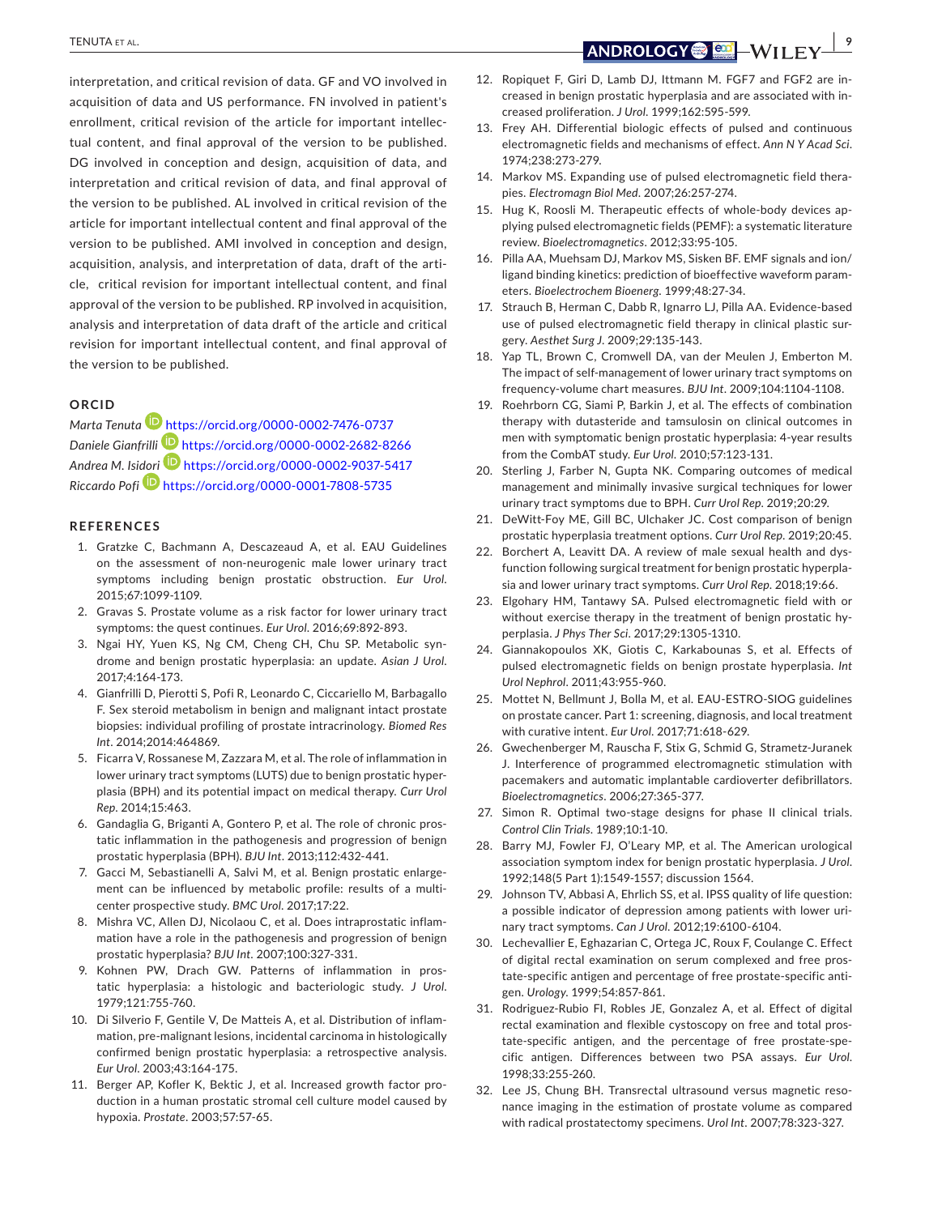interpretation, and critical revision of data. GF and VO involved in acquisition of data and US performance. FN involved in patient's enrollment, critical revision of the article for important intellectual content, and final approval of the version to be published. DG involved in conception and design, acquisition of data, and interpretation and critical revision of data, and final approval of the version to be published. AL involved in critical revision of the article for important intellectual content and final approval of the version to be published. AMI involved in conception and design, acquisition, analysis, and interpretation of data, draft of the article, critical revision for important intellectual content, and final approval of the version to be published. RP involved in acquisition, analysis and interpretation of data draft of the article and critical revision for important intellectual content, and final approval of the version to be published.

## ORCID

*Marta Tenuta* https://orcid.org/0000-0002-7476-0737
*Daniele Gianfrilli* https://orcid.org/0000-0002-2682-8266
*Andrea M. Isidori* https://orcid.org/0000-0002-9037-5417
*Riccardo Pofi* https://orcid.org/0000-0001-7808-5735

## REFERENCES

1. Gratzke C, Bachmann A, Descazeaud A, et al. EAU Guidelines on the assessment of non-neurogenic male lower urinary tract symptoms including benign prostatic obstruction. *Eur Urol*. 2015;67:1099-1109.
2. Gravas S. Prostate volume as a risk factor for lower urinary tract symptoms: the quest continues. *Eur Urol*. 2016;69:892-893.
3. Ngai HY, Yuen KS, Ng CM, Cheng CH, Chu SP. Metabolic syndrome and benign prostatic hyperplasia: an update. *Asian J Urol*. 2017;4:164-173.
4. Gianfrilli D, Pierotti S, Pofi R, Leonardo C, Ciccariello M, Barbagallo F. Sex steroid metabolism in benign and malignant intact prostate biopsies: individual profiling of prostate intracrinology. *Biomed Res Int*. 2014;2014:464869.
5. Ficarra V, Rossanese M, Zazzara M, et al. The role of inflammation in lower urinary tract symptoms (LUTS) due to benign prostatic hyperplasia (BPH) and its potential impact on medical therapy. *Curr Urol Rep*. 2014;15:463.
6. Gandaglia G, Briganti A, Gontero P, et al. The role of chronic prostatic inflammation in the pathogenesis and progression of benign prostatic hyperplasia (BPH). *BJU Int*. 2013;112:432-441.
7. Gacci M, Sebastianelli A, Salvi M, et al. Benign prostatic enlargement can be influenced by metabolic profile: results of a multicenter prospective study. *BMC Urol*. 2017;17:22.
8. Mishra VC, Allen DJ, Nicolaou C, et al. Does intraprostatic inflammation have a role in the pathogenesis and progression of benign prostatic hyperplasia? *BJU Int*. 2007;100:327-331.
9. Kohnen PW, Drach GW. Patterns of inflammation in prostatic hyperplasia: a histologic and bacteriologic study. *J Urol*. 1979;121:755-760.
10. Di Silverio F, Gentile V, De Matteis A, et al. Distribution of inflammation, pre-malignant lesions, incidental carcinoma in histologically confirmed benign prostatic hyperplasia: a retrospective analysis. *Eur Urol*. 2003;43:164-175.
11. Berger AP, Kofler K, Bektic J, et al. Increased growth factor production in a human prostatic stromal cell culture model caused by hypoxia. *Prostate*. 2003;57:57-65.
12. Ropiquet F, Giri D, Lamb DJ, Ittmann M. FGF7 and FGF2 are increased in benign prostatic hyperplasia and are associated with increased proliferation. *J Urol*. 1999;162:595-599.
13. Frey AH. Differential biologic effects of pulsed and continuous electromagnetic fields and mechanisms of effect. *Ann N Y Acad Sci*. 1974;238:273-279.
14. Markov MS. Expanding use of pulsed electromagnetic field therapies. *Electromagn Biol Med*. 2007;26:257-274.
15. Hug K, Roosli M. Therapeutic effects of whole-body devices applying pulsed electromagnetic fields (PEMF): a systematic literature review. *Bioelectromagnetics*. 2012;33:95-105.
16. Pilla AA, Muehsam DJ, Markov MS, Sisken BF. EMF signals and ion/ligand binding kinetics: prediction of bioeffective waveform parameters. *Bioelectrochem Bioenerg*. 1999;48:27-34.
17. Strauch B, Herman C, Dabb R, Ignarro LJ, Pilla AA. Evidence-based use of pulsed electromagnetic field therapy in clinical plastic surgery. *Aesthet Surg J*. 2009;29:135-143.
18. Yap TL, Brown C, Cromwell DA, van der Meulen J, Emberton M. The impact of self-management of lower urinary tract symptoms on frequency-volume chart measures. *BJU Int*. 2009;104:1104-1108.
19. Roehrborn CG, Siami P, Barkin J, et al. The effects of combination therapy with dutasteride and tamsulosin on clinical outcomes in men with symptomatic benign prostatic hyperplasia: 4-year results from the CombAT study. *Eur Urol*. 2010;57:123-131.
20. Sterling J, Farber N, Gupta NK. Comparing outcomes of medical management and minimally invasive surgical techniques for lower urinary tract symptoms due to BPH. *Curr Urol Rep*. 2019;20:29.
21. DeWitt-Foy ME, Gill BC, Ulchaker JC. Cost comparison of benign prostatic hyperplasia treatment options. *Curr Urol Rep*. 2019;20:45.
22. Borchert A, Leavitt DA. A review of male sexual health and dysfunction following surgical treatment for benign prostatic hyperplasia and lower urinary tract symptoms. *Curr Urol Rep*. 2018;19:66.
23. Elgohary HM, Tantawy SA. Pulsed electromagnetic field with or without exercise therapy in the treatment of benign prostatic hyperplasia. *J Phys Ther Sci*. 2017;29:1305-1310.
24. Giannakopoulos XK, Giotis C, Karkabounas S, et al. Effects of pulsed electromagnetic fields on benign prostate hyperplasia. *Int Urol Nephrol*. 2011;43:955-960.
25. Mottet N, Bellmunt J, Bolla M, et al. EAU-ESTRO-SIOG guidelines on prostate cancer. Part 1: screening, diagnosis, and local treatment with curative intent. *Eur Urol*. 2017;71:618-629.
26. Gwechenberger M, Rauscha F, Stix G, Schmid G, Strametz-Juranek J. Interference of programmed electromagnetic stimulation with pacemakers and automatic implantable cardioverter defibrillators. *Bioelectromagnetics*. 2006;27:365-377.
27. Simon R. Optimal two-stage designs for phase II clinical trials. *Control Clin Trials*. 1989;10:1-10.
28. Barry MJ, Fowler FJ, O'Leary MP, et al. The American urological association symptom index for benign prostatic hyperplasia. *J Urol*. 1992;148(5 Part 1):1549-1557; discussion 1564.
29. Johnson TV, Abbasi A, Ehrlich SS, et al. IPSS quality of life question: a possible indicator of depression among patients with lower urinary tract symptoms. *Can J Urol*. 2012;19:6100-6104.
30. Lechevallier E, Eghazarian C, Ortega JC, Roux F, Coulange C. Effect of digital rectal examination on serum complexed and free prostate-specific antigen and percentage of free prostate-specific antigen. *Urology*. 1999;54:857-861.
31. Rodriguez-Rubio FI, Robles JE, Gonzalez A, et al. Effect of digital rectal examination and flexible cystoscopy on free and total prostate-specific antigen, and the percentage of free prostate-specific antigen. Differences between two PSA assays. *Eur Urol*. 1998;33:255-260.
32. Lee JS, Chung BH. Transrectal ultrasound versus magnetic resonance imaging in the estimation of prostate volume as compared with radical prostatectomy specimens. *Urol Int*. 2007;78:323-327.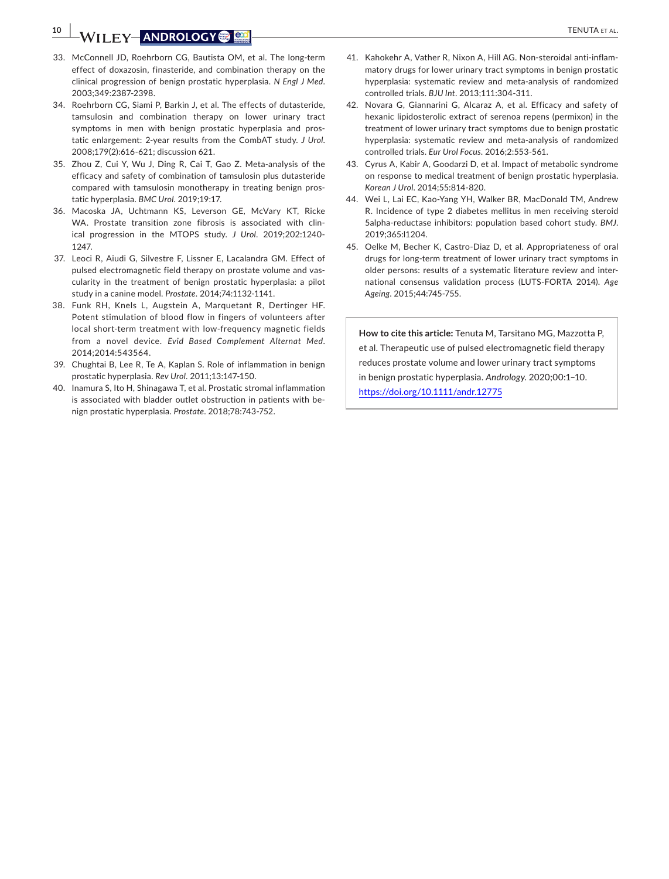33. McConnell JD, Roehrborn CG, Bautista OM, et al. The long-term effect of doxazosin, finasteride, and combination therapy on the clinical progression of benign prostatic hyperplasia. *N Engl J Med*. 2003;349:2387-2398.
34. Roehrborn CG, Siami P, Barkin J, et al. The effects of dutasteride, tamsulosin and combination therapy on lower urinary tract symptoms in men with benign prostatic hyperplasia and prostatic enlargement: 2-year results from the CombAT study. *J Urol*. 2008;179(2):616-621; discussion 621.
35. Zhou Z, Cui Y, Wu J, Ding R, Cai T, Gao Z. Meta-analysis of the efficacy and safety of combination of tamsulosin plus dutasteride compared with tamsulosin monotherapy in treating benign prostatic hyperplasia. *BMC Urol*. 2019;19:17.
36. Macoska JA, Uchtmann KS, Leverson GE, McVary KT, Ricke WA. Prostate transition zone fibrosis is associated with clinical progression in the MTOPS study. *J Urol*. 2019;202:1240-1247.
37. Leoci R, Aiudi G, Silvestre F, Lissner E, Lacalandra GM. Effect of pulsed electromagnetic field therapy on prostate volume and vascularity in the treatment of benign prostatic hyperplasia: a pilot study in a canine model. *Prostate*. 2014;74:1132-1141.
38. Funk RH, Knels L, Augstein A, Marquetant R, Dertinger HF. Potent stimulation of blood flow in fingers of volunteers after local short-term treatment with low-frequency magnetic fields from a novel device. *Evid Based Complement Alternat Med*. 2014;2014:543564.
39. Chughtai B, Lee R, Te A, Kaplan S. Role of inflammation in benign prostatic hyperplasia. *Rev Urol*. 2011;13:147-150.
40. Inamura S, Ito H, Shinagawa T, et al. Prostatic stromal inflammation is associated with bladder outlet obstruction in patients with benign prostatic hyperplasia. *Prostate*. 2018;78:743-752.
41. Kahokehr A, Vather R, Nixon A, Hill AG. Non-steroidal anti-inflammatory drugs for lower urinary tract symptoms in benign prostatic hyperplasia: systematic review and meta-analysis of randomized controlled trials. *BJU Int*. 2013;111:304-311.
42. Novara G, Giannarini G, Alcaraz A, et al. Efficacy and safety of hexanic lipidosterolic extract of serenoa repens (permixon) in the treatment of lower urinary tract symptoms due to benign prostatic hyperplasia: systematic review and meta-analysis of randomized controlled trials. *Eur Urol Focus*. 2016;2:553-561.
43. Cyrus A, Kabir A, Goodarzi D, et al. Impact of metabolic syndrome on response to medical treatment of benign prostatic hyperplasia. *Korean J Urol*. 2014;55:814-820.
44. Wei L, Lai EC, Kao-Yang YH, Walker BR, MacDonald TM, Andrew R. Incidence of type 2 diabetes mellitus in men receiving steroid 5alpha-reductase inhibitors: population based cohort study. *BMJ*. 2019;365:l1204.
45. Oelke M, Becher K, Castro-Diaz D, et al. Appropriateness of oral drugs for long-term treatment of lower urinary tract symptoms in older persons: results of a systematic literature review and international consensus validation process (LUTS-FORTA 2014). *Age Ageing*. 2015;44:745-755.

**How to cite this article:** Tenuta M, Tarsitano MG, Mazzotta P, et al. Therapeutic use of pulsed electromagnetic field therapy reduces prostate volume and lower urinary tract symptoms in benign prostatic hyperplasia. *Andrology*. 2020;00:1–10. https://doi.org/10.1111/andr.12775